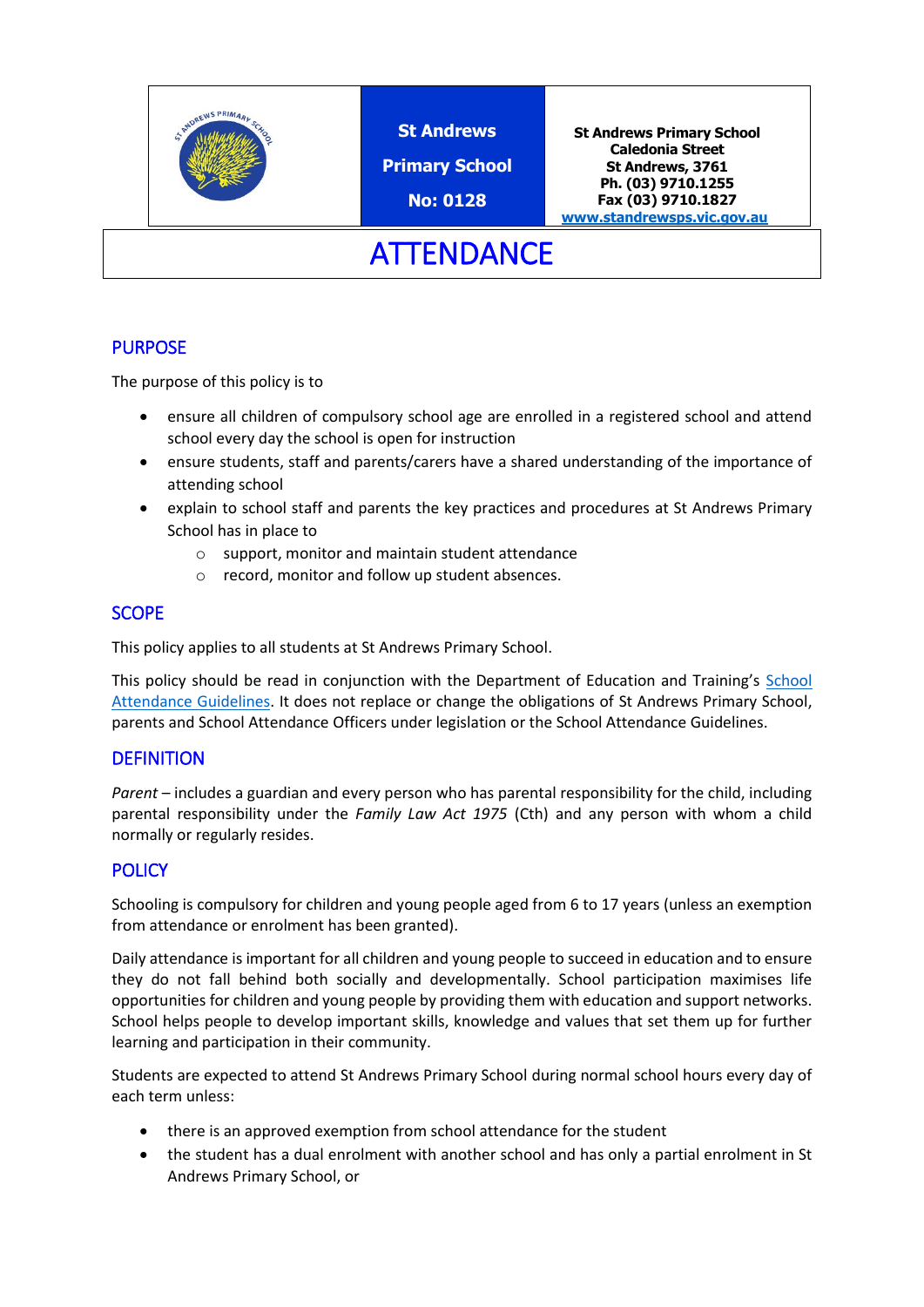| | St Andrews Primary School No: 0128 | St Andrews Primary School Caledonia Street St Andrews, 3761 Ph. (03) 9710.1255 Fax (03) 9710.1827 www.standrewsps.vic.gov.au |
|---|---|---|

# ATTENDANCE

## PURPOSE

The purpose of this policy is to

- ensure all children of compulsory school age are enrolled in a registered school and attend school every day the school is open for instruction
- ensure students, staff and parents/carers have a shared understanding of the importance of attending school
- explain to school staff and parents the key practices and procedures at St Andrews Primary School has in place to
  - support, monitor and maintain student attendance
  - record, monitor and follow up student absences.

## SCOPE

This policy applies to all students at St Andrews Primary School.

This policy should be read in conjunction with the Department of Education and Training's School Attendance Guidelines. It does not replace or change the obligations of St Andrews Primary School, parents and School Attendance Officers under legislation or the School Attendance Guidelines.

## DEFINITION

*Parent* – includes a guardian and every person who has parental responsibility for the child, including parental responsibility under the *Family Law Act 1975* (Cth) and any person with whom a child normally or regularly resides.

## POLICY

Schooling is compulsory for children and young people aged from 6 to 17 years (unless an exemption from attendance or enrolment has been granted).

Daily attendance is important for all children and young people to succeed in education and to ensure they do not fall behind both socially and developmentally. School participation maximises life opportunities for children and young people by providing them with education and support networks. School helps people to develop important skills, knowledge and values that set them up for further learning and participation in their community.

Students are expected to attend St Andrews Primary School during normal school hours every day of each term unless:

- there is an approved exemption from school attendance for the student
- the student has a dual enrolment with another school and has only a partial enrolment in St Andrews Primary School, or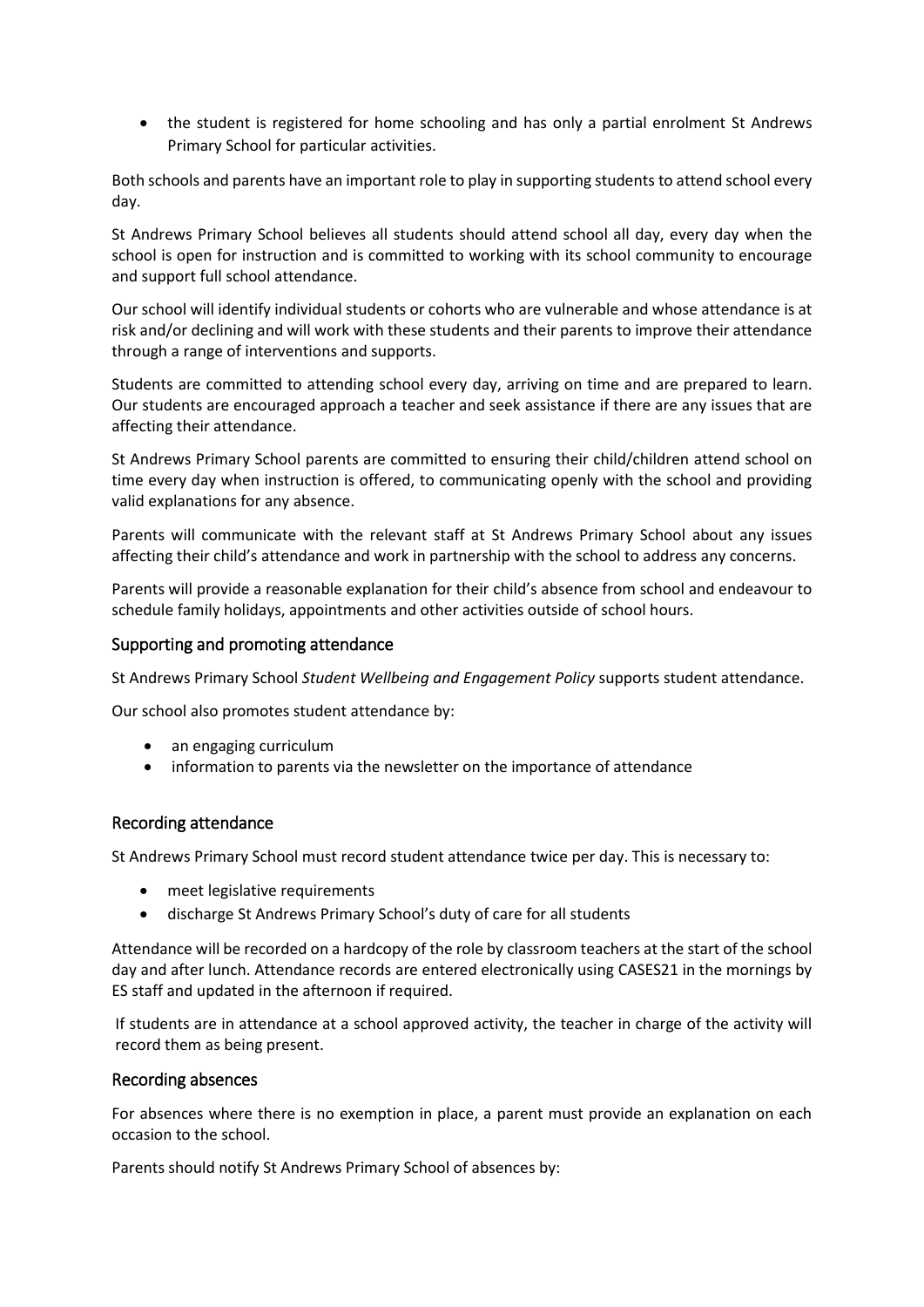- the student is registered for home schooling and has only a partial enrolment St Andrews Primary School for particular activities.

Both schools and parents have an important role to play in supporting students to attend school every day.

St Andrews Primary School believes all students should attend school all day, every day when the school is open for instruction and is committed to working with its school community to encourage and support full school attendance.

Our school will identify individual students or cohorts who are vulnerable and whose attendance is at risk and/or declining and will work with these students and their parents to improve their attendance through a range of interventions and supports.

Students are committed to attending school every day, arriving on time and are prepared to learn. Our students are encouraged approach a teacher and seek assistance if there are any issues that are affecting their attendance.

St Andrews Primary School parents are committed to ensuring their child/children attend school on time every day when instruction is offered, to communicating openly with the school and providing valid explanations for any absence.

Parents will communicate with the relevant staff at St Andrews Primary School about any issues affecting their child's attendance and work in partnership with the school to address any concerns.

Parents will provide a reasonable explanation for their child's absence from school and endeavour to schedule family holidays, appointments and other activities outside of school hours.

## Supporting and promoting attendance

St Andrews Primary School *Student Wellbeing and Engagement Policy* supports student attendance.

Our school also promotes student attendance by:

- an engaging curriculum
- information to parents via the newsletter on the importance of attendance

## Recording attendance

St Andrews Primary School must record student attendance twice per day. This is necessary to:

- meet legislative requirements
- discharge St Andrews Primary School's duty of care for all students

Attendance will be recorded on a hardcopy of the role by classroom teachers at the start of the school day and after lunch. Attendance records are entered electronically using CASES21 in the mornings by ES staff and updated in the afternoon if required.

If students are in attendance at a school approved activity, the teacher in charge of the activity will record them as being present.

## Recording absences

For absences where there is no exemption in place, a parent must provide an explanation on each occasion to the school.

Parents should notify St Andrews Primary School of absences by: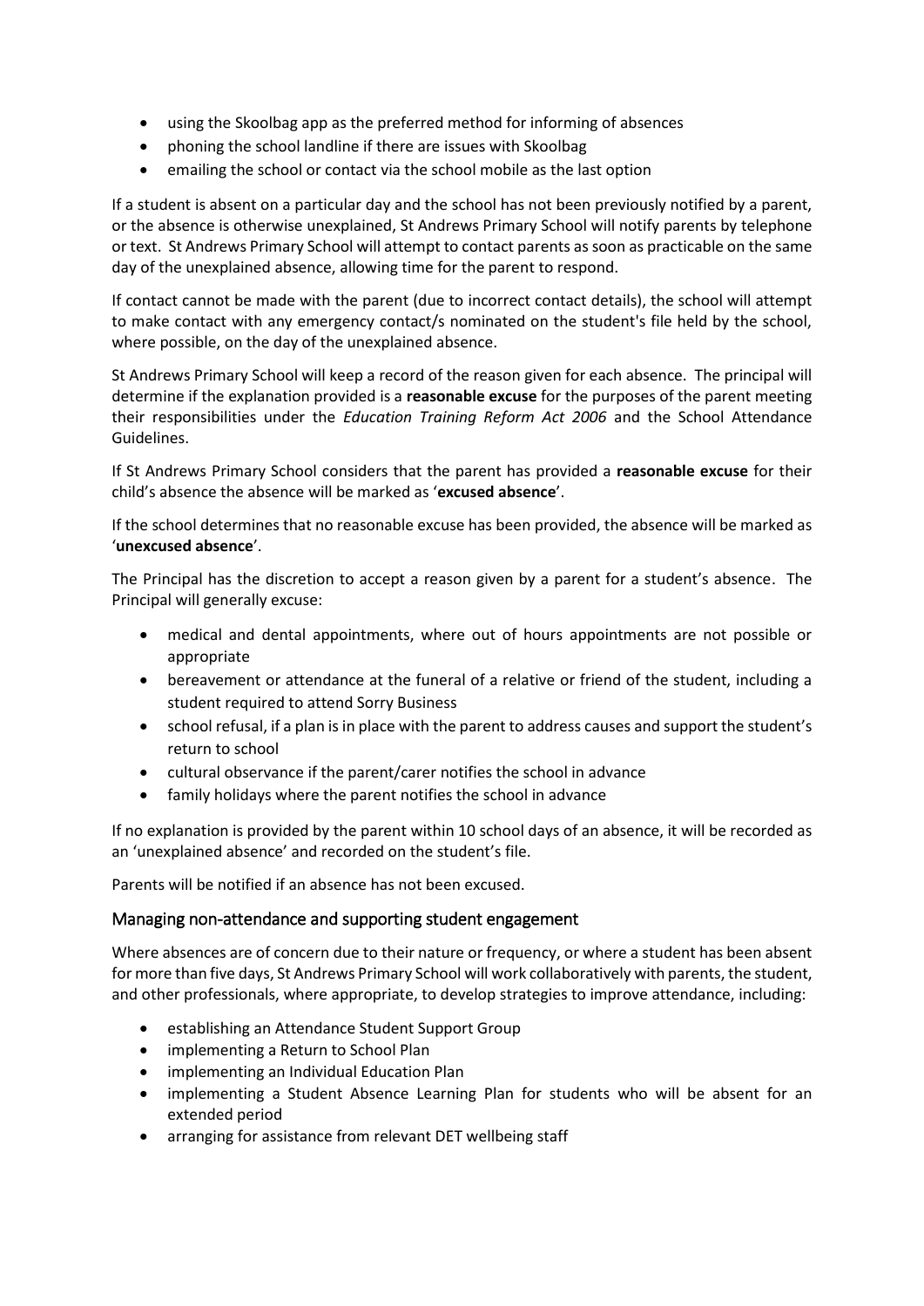- using the Skoolbag app as the preferred method for informing of absences
- phoning the school landline if there are issues with Skoolbag
- emailing the school or contact via the school mobile as the last option

If a student is absent on a particular day and the school has not been previously notified by a parent, or the absence is otherwise unexplained, St Andrews Primary School will notify parents by telephone or text. St Andrews Primary School will attempt to contact parents as soon as practicable on the same day of the unexplained absence, allowing time for the parent to respond.

If contact cannot be made with the parent (due to incorrect contact details), the school will attempt to make contact with any emergency contact/s nominated on the student's file held by the school, where possible, on the day of the unexplained absence.

St Andrews Primary School will keep a record of the reason given for each absence. The principal will determine if the explanation provided is a **reasonable excuse** for the purposes of the parent meeting their responsibilities under the *Education Training Reform Act 2006* and the School Attendance Guidelines.

If St Andrews Primary School considers that the parent has provided a **reasonable excuse** for their child's absence the absence will be marked as '**excused absence**'.

If the school determines that no reasonable excuse has been provided, the absence will be marked as '**unexcused absence**'.

The Principal has the discretion to accept a reason given by a parent for a student's absence. The Principal will generally excuse:

- medical and dental appointments, where out of hours appointments are not possible or appropriate
- bereavement or attendance at the funeral of a relative or friend of the student, including a student required to attend Sorry Business
- school refusal, if a plan is in place with the parent to address causes and support the student's return to school
- cultural observance if the parent/carer notifies the school in advance
- family holidays where the parent notifies the school in advance

If no explanation is provided by the parent within 10 school days of an absence, it will be recorded as an 'unexplained absence' and recorded on the student's file.

Parents will be notified if an absence has not been excused.

### Managing non-attendance and supporting student engagement

Where absences are of concern due to their nature or frequency, or where a student has been absent for more than five days, St Andrews Primary School will work collaboratively with parents, the student, and other professionals, where appropriate, to develop strategies to improve attendance, including:

- establishing an Attendance Student Support Group
- implementing a Return to School Plan
- implementing an Individual Education Plan
- implementing a Student Absence Learning Plan for students who will be absent for an extended period
- arranging for assistance from relevant DET wellbeing staff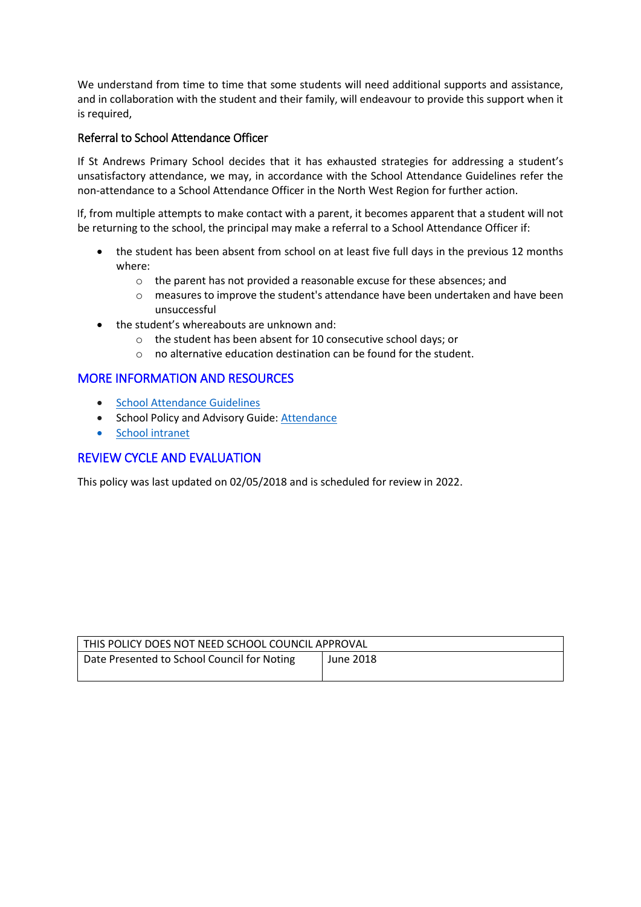We understand from time to time that some students will need additional supports and assistance, and in collaboration with the student and their family, will endeavour to provide this support when it is required,

### Referral to School Attendance Officer

If St Andrews Primary School decides that it has exhausted strategies for addressing a student's unsatisfactory attendance, we may, in accordance with the School Attendance Guidelines refer the non-attendance to a School Attendance Officer in the North West Region for further action.

If, from multiple attempts to make contact with a parent, it becomes apparent that a student will not be returning to the school, the principal may make a referral to a School Attendance Officer if:

- the student has been absent from school on at least five full days in the previous 12 months where:
  - the parent has not provided a reasonable excuse for these absences; and
  - measures to improve the student's attendance have been undertaken and have been unsuccessful
- the student's whereabouts are unknown and:
  - the student has been absent for 10 consecutive school days; or
  - no alternative education destination can be found for the student.

## MORE INFORMATION AND RESOURCES

- School Attendance Guidelines
- School Policy and Advisory Guide: Attendance
- School intranet

## REVIEW CYCLE AND EVALUATION

This policy was last updated on 02/05/2018 and is scheduled for review in 2022.

| THIS POLICY DOES NOT NEED SCHOOL COUNCIL APPROVAL | |
|---|---|
| Date Presented to School Council for Noting | June 2018 |